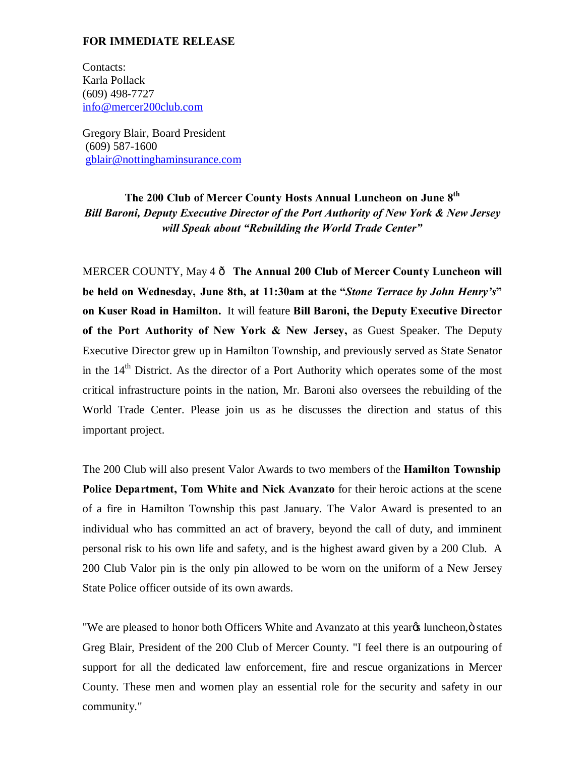**FOR IMMEDIATE RELEASE**

Contacts:
Karla Pollack
(609) 498-7727
info@mercer200club.com

Gregory Blair, Board President
(609) 587-1600
gblair@nottinghaminsurance.com

**The 200 Club of Mercer County Hosts Annual Luncheon on June 8th**
***Bill Baroni, Deputy Executive Director of the Port Authority of New York & New Jersey will Speak about "Rebuilding the World Trade Center"***

MERCER COUNTY, May 4 ð **The Annual 200 Club of Mercer County Luncheon will be held on Wednesday, June 8th, at 11:30am at the "*Stone Terrace by John Henry's*" on Kuser Road in Hamilton.** It will feature **Bill Baroni, the Deputy Executive Director of the Port Authority of New York & New Jersey,** as Guest Speaker. The Deputy Executive Director grew up in Hamilton Township, and previously served as State Senator in the 14th District. As the director of a Port Authority which operates some of the most critical infrastructure points in the nation, Mr. Baroni also oversees the rebuilding of the World Trade Center. Please join us as he discusses the direction and status of this important project.

The 200 Club will also present Valor Awards to two members of the **Hamilton Township Police Department, Tom White and Nick Avanzato** for their heroic actions at the scene of a fire in Hamilton Township this past January. The Valor Award is presented to an individual who has committed an act of bravery, beyond the call of duty, and imminent personal risk to his own life and safety, and is the highest award given by a 200 Club. A 200 Club Valor pin is the only pin allowed to be worn on the uniform of a New Jersey State Police officer outside of its own awards.

"We are pleased to honor both Officers White and Avanzato at this yearøs luncheon,ö states Greg Blair, President of the 200 Club of Mercer County. "I feel there is an outpouring of support for all the dedicated law enforcement, fire and rescue organizations in Mercer County. These men and women play an essential role for the security and safety in our community."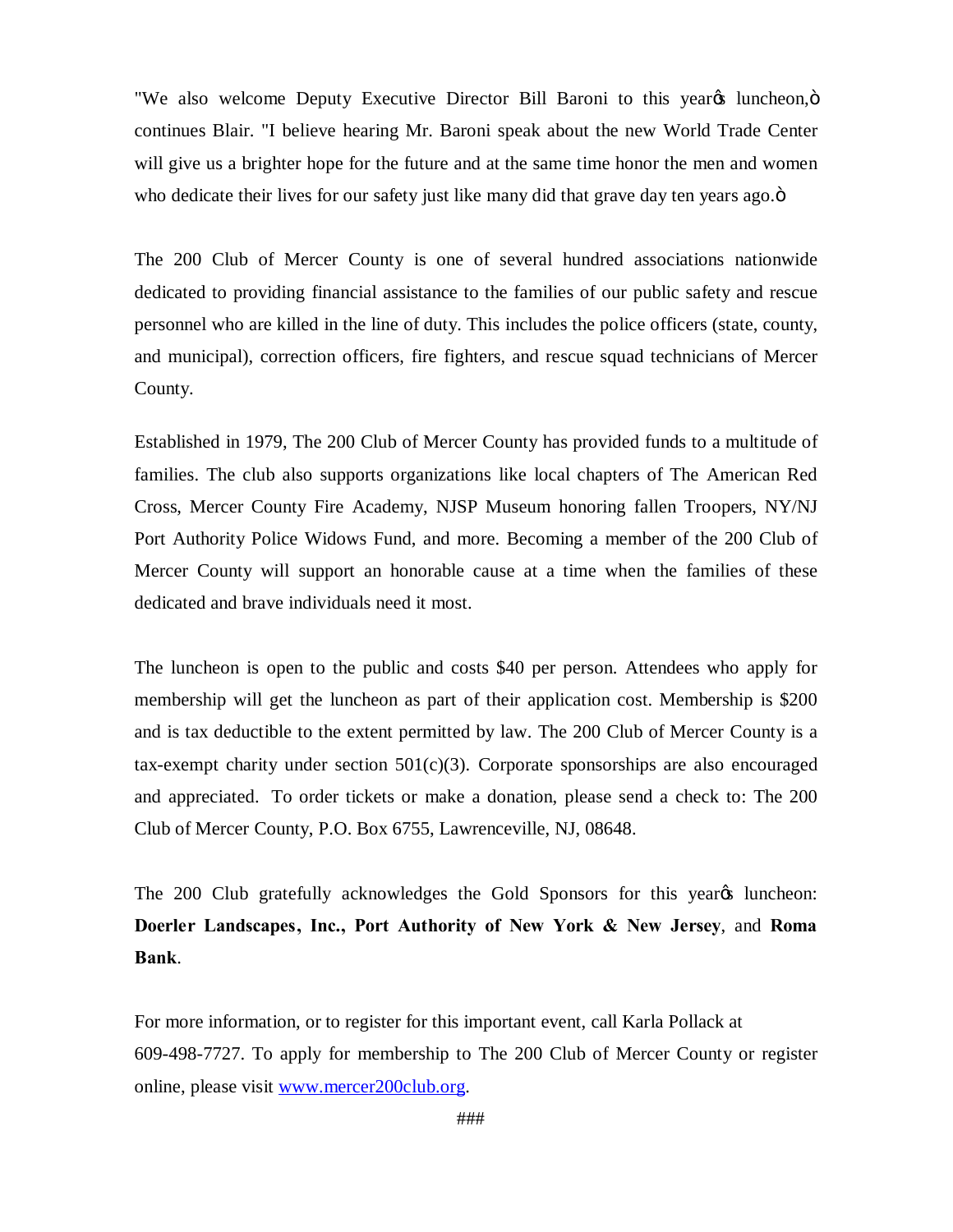"We also welcome Deputy Executive Director Bill Baroni to this yearφs luncheon,ö continues Blair. "I believe hearing Mr. Baroni speak about the new World Trade Center will give us a brighter hope for the future and at the same time honor the men and women who dedicate their lives for our safety just like many did that grave day ten years ago.ö

The 200 Club of Mercer County is one of several hundred associations nationwide dedicated to providing financial assistance to the families of our public safety and rescue personnel who are killed in the line of duty. This includes the police officers (state, county, and municipal), correction officers, fire fighters, and rescue squad technicians of Mercer County.

Established in 1979, The 200 Club of Mercer County has provided funds to a multitude of families. The club also supports organizations like local chapters of The American Red Cross, Mercer County Fire Academy, NJSP Museum honoring fallen Troopers, NY/NJ Port Authority Police Widows Fund, and more. Becoming a member of the 200 Club of Mercer County will support an honorable cause at a time when the families of these dedicated and brave individuals need it most.

The luncheon is open to the public and costs $40 per person. Attendees who apply for membership will get the luncheon as part of their application cost. Membership is $200 and is tax deductible to the extent permitted by law. The 200 Club of Mercer County is a tax-exempt charity under section 501(c)(3). Corporate sponsorships are also encouraged and appreciated. To order tickets or make a donation, please send a check to: The 200 Club of Mercer County, P.O. Box 6755, Lawrenceville, NJ, 08648.

The 200 Club gratefully acknowledges the Gold Sponsors for this yearφs luncheon: **Doerler Landscapes, Inc.**, **Port Authority of New York & New Jersey**, and **Roma Bank**.

For more information, or to register for this important event, call Karla Pollack at 609-498-7727. To apply for membership to The 200 Club of Mercer County or register online, please visit www.mercer200club.org.

###